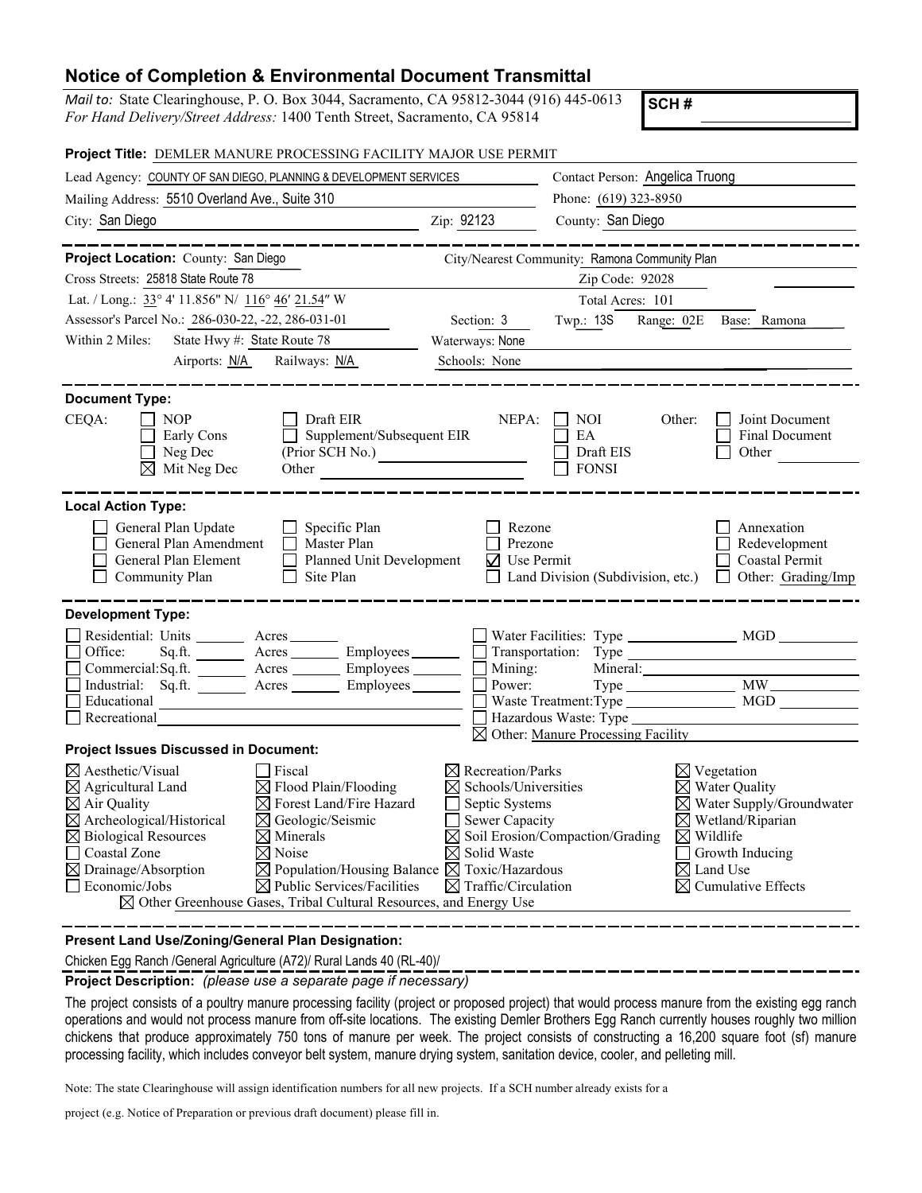# Notice of Completion & Environmental Document Transmittal

*Mail to:* State Clearinghouse, P. O. Box 3044, Sacramento, CA 95812-3044 (916) 445-0613
*For Hand Delivery/Street Address:* 1400 Tenth Street, Sacramento, CA 95814

**SCH #** ____________

**Project Title:** DEMLER MANURE PROCESSING FACILITY MAJOR USE PERMIT

Lead Agency: COUNTY OF SAN DIEGO, PLANNING & DEVELOPMENT SERVICES
Contact Person: Angelica Truong
Mailing Address: 5510 Overland Ave., Suite 310
Phone: (619) 323-8950
City: San Diego
Zip: 92123
County: San Diego

---

**Project Location:** County: San Diego
City/Nearest Community: Ramona Community Plan
Cross Streets: 25818 State Route 78
Zip Code: 92028
Lat. / Long.: 33° 4' 11.856" N/ 116° 46′ 21.54″ W
Total Acres: 101
Assessor's Parcel No.: 286-030-22, -22, 286-031-01
Section: 3 Twp.: 13S Range: 02E Base: Ramona
Within 2 Miles: State Hwy #: State Route 78
Waterways: None
Airports: N/A Railways: N/A
Schools: None

---

**Document Type:**

CEQA:
- ☐ NOP
- ☐ Early Cons
- ☐ Neg Dec
- ☒ Mit Neg Dec
- ☐ Draft EIR
- ☐ Supplement/Subsequent EIR (Prior SCH No.) ____________
- Other ____________

NEPA:
- ☐ NOI
- ☐ EA
- ☐ Draft EIS
- ☐ FONSI

Other:
- ☐ Joint Document
- ☐ Final Document
- ☐ Other ____________

---

**Local Action Type:**

- ☐ General Plan Update
- ☐ General Plan Amendment
- ☐ General Plan Element
- ☐ Community Plan
- ☐ Specific Plan
- ☐ Master Plan
- ☐ Planned Unit Development
- ☐ Site Plan
- ☐ Rezone
- ☐ Prezone
- ☑ Use Permit
- ☐ Land Division (Subdivision, etc.)
- ☐ Annexation
- ☐ Redevelopment
- ☐ Coastal Permit
- ☐ Other: Grading/Imp

---

**Development Type:**

- ☐ Residential: Units ______ Acres ______
- ☐ Office: Sq.ft. ______ Acres ______ Employees ______
- ☐ Commercial: Sq.ft. ______ Acres ______ Employees ______
- ☐ Industrial: Sq.ft. ______ Acres ______ Employees ______
- ☐ Educational ______
- ☐ Recreational ______
- ☐ Water Facilities: Type ______ MGD ______
- ☐ Transportation: Type ______
- ☐ Mining: Mineral: ______
- ☐ Power: Type ______ MW ______
- ☐ Waste Treatment: Type ______ MGD ______
- ☐ Hazardous Waste: Type ______
- ☒ Other: Manure Processing Facility

**Project Issues Discussed in Document:**

- ☒ Aesthetic/Visual
- ☒ Agricultural Land
- ☒ Air Quality
- ☒ Archeological/Historical
- ☒ Biological Resources
- ☐ Coastal Zone
- ☒ Drainage/Absorption
- ☐ Economic/Jobs
- ☐ Fiscal
- ☒ Flood Plain/Flooding
- ☒ Forest Land/Fire Hazard
- ☒ Geologic/Seismic
- ☒ Minerals
- ☒ Noise
- ☒ Population/Housing Balance
- ☒ Public Services/Facilities
- ☒ Recreation/Parks
- ☒ Schools/Universities
- ☐ Septic Systems
- ☐ Sewer Capacity
- ☒ Soil Erosion/Compaction/Grading
- ☒ Solid Waste
- ☒ Toxic/Hazardous
- ☒ Traffic/Circulation
- ☒ Vegetation
- ☒ Water Quality
- ☒ Water Supply/Groundwater
- ☒ Wetland/Riparian
- ☒ Wildlife
- ☐ Growth Inducing
- ☒ Land Use
- ☒ Cumulative Effects
- ☒ Other Greenhouse Gases, Tribal Cultural Resources, and Energy Use

---

**Present Land Use/Zoning/General Plan Designation:**

Chicken Egg Ranch /General Agriculture (A72)/ Rural Lands 40 (RL-40)/

**Project Description:** *(please use a separate page if necessary)*

The project consists of a poultry manure processing facility (project or proposed project) that would process manure from the existing egg ranch operations and would not process manure from off-site locations. The existing Demler Brothers Egg Ranch currently houses roughly two million chickens that produce approximately 750 tons of manure per week. The project consists of constructing a 16,200 square foot (sf) manure processing facility, which includes conveyor belt system, manure drying system, sanitation device, cooler, and pelleting mill.

Note: The state Clearinghouse will assign identification numbers for all new projects. If a SCH number already exists for a project (e.g. Notice of Preparation or previous draft document) please fill in.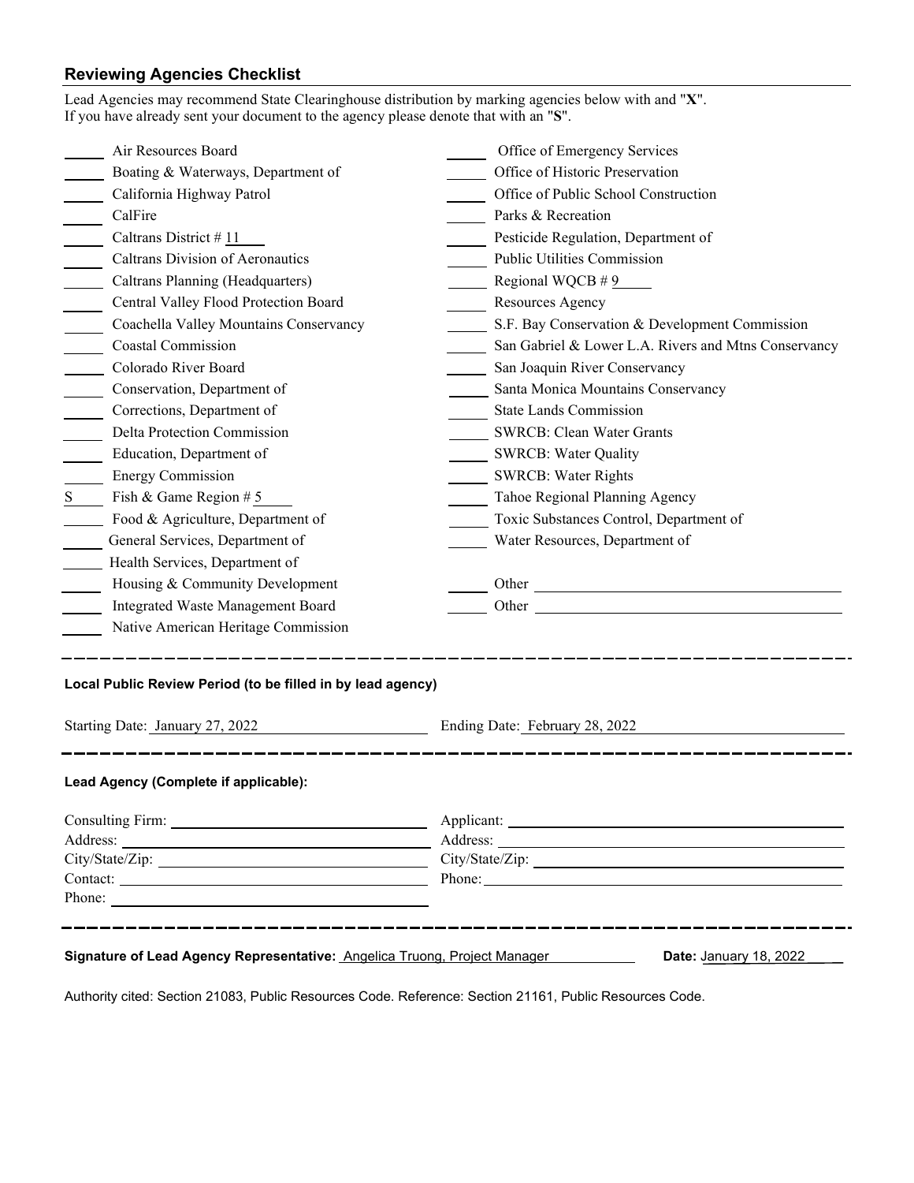## Reviewing Agencies Checklist

Lead Agencies may recommend State Clearinghouse distribution by marking agencies below with and "**X**".
If you have already sent your document to the agency please denote that with an "**S**".

| | | | |
|---|---|---|---|
| ____ | Air Resources Board | ____ | Office of Emergency Services |
| ____ | Boating & Waterways, Department of | ____ | Office of Historic Preservation |
| ____ | California Highway Patrol | ____ | Office of Public School Construction |
| ____ | CalFire | ____ | Parks & Recreation |
| ____ | Caltrans District # 11 | ____ | Pesticide Regulation, Department of |
| ____ | Caltrans Division of Aeronautics | ____ | Public Utilities Commission |
| ____ | Caltrans Planning (Headquarters) | ____ | Regional WQCB # 9 |
| ____ | Central Valley Flood Protection Board | ____ | Resources Agency |
| ____ | Coachella Valley Mountains Conservancy | ____ | S.F. Bay Conservation & Development Commission |
| ____ | Coastal Commission | ____ | San Gabriel & Lower L.A. Rivers and Mtns Conservancy |
| ____ | Colorado River Board | ____ | San Joaquin River Conservancy |
| ____ | Conservation, Department of | ____ | Santa Monica Mountains Conservancy |
| ____ | Corrections, Department of | ____ | State Lands Commission |
| ____ | Delta Protection Commission | ____ | SWRCB: Clean Water Grants |
| ____ | Education, Department of | ____ | SWRCB: Water Quality |
| ____ | Energy Commission | ____ | SWRCB: Water Rights |
| S | Fish & Game Region # 5 | ____ | Tahoe Regional Planning Agency |
| ____ | Food & Agriculture, Department of | ____ | Toxic Substances Control, Department of |
| ____ | General Services, Department of | ____ | Water Resources, Department of |
| ____ | Health Services, Department of | | |
| ____ | Housing & Community Development | ____ | Other ____________ |
| ____ | Integrated Waste Management Board | ____ | Other ____________ |
| ____ | Native American Heritage Commission | | |

---

**Local Public Review Period (to be filled in by lead agency)**

Starting Date: January 27, 2022    Ending Date: February 28, 2022

---

**Lead Agency (Complete if applicable):**

| | |
|---|---|
| Consulting Firm: | Applicant: |
| Address: | Address: |
| City/State/Zip: | City/State/Zip: |
| Contact: | Phone: |
| Phone: | |

---

**Signature of Lead Agency Representative:** Angelica Truong, Project Manager    **Date:** January 18, 2022

Authority cited: Section 21083, Public Resources Code. Reference: Section 21161, Public Resources Code.